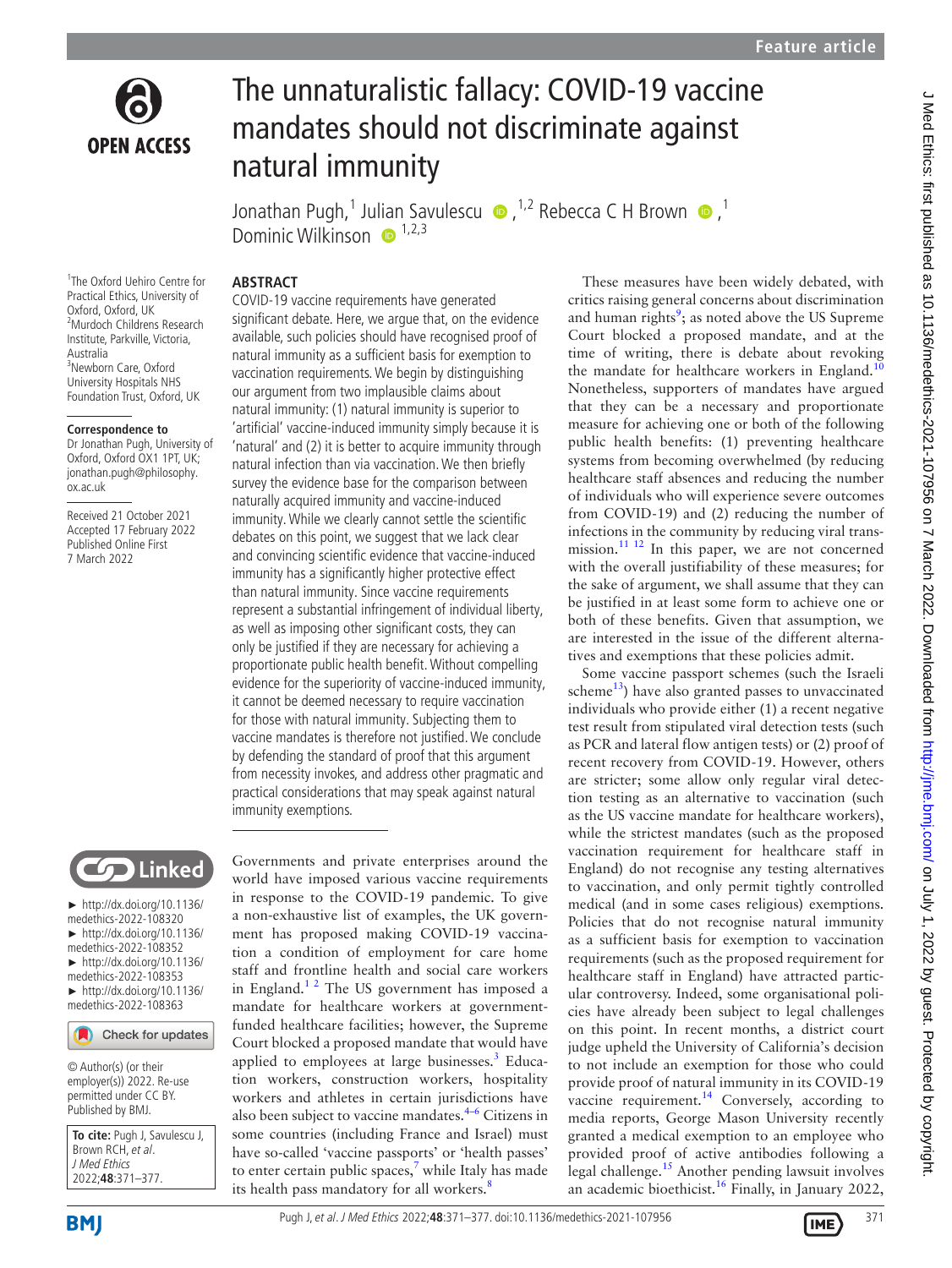Feature article

# The unnaturalistic fallacy: COVID-19 vaccine mandates should not discriminate against natural immunity

Jonathan Pugh,[1] Julian Savulescu,[1,2] Rebecca C H Brown,[1] Dominic Wilkinson[1,2,3]

[1]The Oxford Uehiro Centre for Practical Ethics, University of Oxford, Oxford, UK
[2]Murdoch Childrens Research Institute, Parkville, Victoria, Australia
[3]Newborn Care, Oxford University Hospitals NHS Foundation Trust, Oxford, UK

**Correspondence to**
Dr Jonathan Pugh, University of Oxford, Oxford OX1 1PT, UK; jonathan.pugh@philosophy.ox.ac.uk

Received 21 October 2021
Accepted 17 February 2022
Published Online First 7 March 2022

► http://dx.doi.org/10.1136/medethics-2022-108320
► http://dx.doi.org/10.1136/medethics-2022-108352
► http://dx.doi.org/10.1136/medethics-2022-108353
► http://dx.doi.org/10.1136/medethics-2022-108363

© Author(s) (or their employer(s)) 2022. Re-use permitted under CC BY. Published by BMJ.

**To cite:** Pugh J, Savulescu J, Brown RCH, *et al*. *J Med Ethics* 2022;**48**:371–377.

## ABSTRACT

COVID-19 vaccine requirements have generated significant debate. Here, we argue that, on the evidence available, such policies should have recognised proof of natural immunity as a sufficient basis for exemption to vaccination requirements. We begin by distinguishing our argument from two implausible claims about natural immunity: (1) natural immunity is superior to 'artificial' vaccine-induced immunity simply because it is 'natural' and (2) it is better to acquire immunity through natural infection than via vaccination. We then briefly survey the evidence base for the comparison between naturally acquired immunity and vaccine-induced immunity. While we clearly cannot settle the scientific debates on this point, we suggest that we lack clear and convincing scientific evidence that vaccine-induced immunity has a significantly higher protective effect than natural immunity. Since vaccine requirements represent a substantial infringement of individual liberty, as well as imposing other significant costs, they can only be justified if they are necessary for achieving a proportionate public health benefit. Without compelling evidence for the superiority of vaccine-induced immunity, it cannot be deemed necessary to require vaccination for those with natural immunity. Subjecting them to vaccine mandates is therefore not justified. We conclude by defending the standard of proof that this argument from necessity invokes, and address other pragmatic and practical considerations that may speak against natural immunity exemptions.

Governments and private enterprises around the world have imposed various vaccine requirements in response to the COVID-19 pandemic. To give a non-exhaustive list of examples, the UK government has proposed making COVID-19 vaccination a condition of employment for care home staff and frontline health and social care workers in England.[1 2] The US government has imposed a mandate for healthcare workers at government-funded healthcare facilities; however, the Supreme Court blocked a proposed mandate that would have applied to employees at large businesses.[3] Education workers, construction workers, hospitality workers and athletes in certain jurisdictions have also been subject to vaccine mandates.[4–6] Citizens in some countries (including France and Israel) must have so-called 'vaccine passports' or 'health passes' to enter certain public spaces,[7] while Italy has made its health pass mandatory for all workers.[8]

These measures have been widely debated, with critics raising general concerns about discrimination and human rights[9]; as noted above the US Supreme Court blocked a proposed mandate, and at the time of writing, there is debate about revoking the mandate for healthcare workers in England.[10] Nonetheless, supporters of mandates have argued that they can be a necessary and proportionate measure for achieving one or both of the following public health benefits: (1) preventing healthcare systems from becoming overwhelmed (by reducing healthcare staff absences and reducing the number of individuals who will experience severe outcomes from COVID-19) and (2) reducing the number of infections in the community by reducing viral transmission.[11 12] In this paper, we are not concerned with the overall justifiability of these measures; for the sake of argument, we shall assume that they can be justified in at least some form to achieve one or both of these benefits. Given that assumption, we are interested in the issue of the different alternatives and exemptions that these policies admit.

Some vaccine passport schemes (such the Israeli scheme[13]) have also granted passes to unvaccinated individuals who provide either (1) a recent negative test result from stipulated viral detection tests (such as PCR and lateral flow antigen tests) or (2) proof of recent recovery from COVID-19. However, others are stricter; some allow only regular viral detection testing as an alternative to vaccination (such as the US vaccine mandate for healthcare workers), while the strictest mandates (such as the proposed vaccination requirement for healthcare staff in England) do not recognise any testing alternatives to vaccination, and only permit tightly controlled medical (and in some cases religious) exemptions. Policies that do not recognise natural immunity as a sufficient basis for exemption to vaccination requirements (such as the proposed requirement for healthcare staff in England) have attracted particular controversy. Indeed, some organisational policies have already been subject to legal challenges on this point. In recent months, a district court judge upheld the University of California's decision to not include an exemption for those who could provide proof of natural immunity in its COVID-19 vaccine requirement.[14] Conversely, according to media reports, George Mason University recently granted a medical exemption to an employee who provided proof of active antibodies following a legal challenge.[15] Another pending lawsuit involves an academic bioethicist.[16] Finally, in January 2022,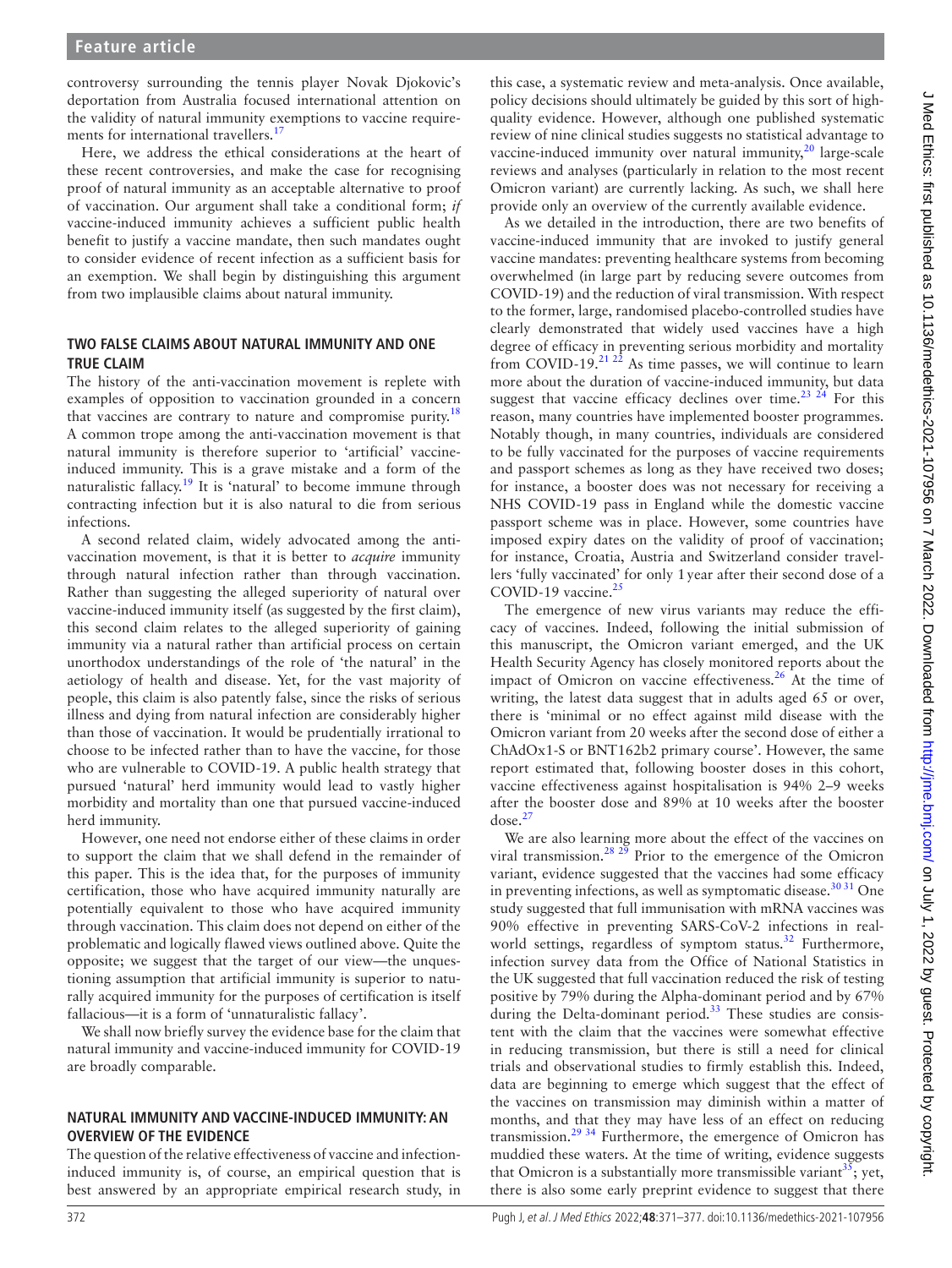controversy surrounding the tennis player Novak Djokovic's deportation from Australia focused international attention on the validity of natural immunity exemptions to vaccine requirements for international travellers.[17]

Here, we address the ethical considerations at the heart of these recent controversies, and make the case for recognising proof of natural immunity as an acceptable alternative to proof of vaccination. Our argument shall take a conditional form; *if* vaccine-induced immunity achieves a sufficient public health benefit to justify a vaccine mandate, then such mandates ought to consider evidence of recent infection as a sufficient basis for an exemption. We shall begin by distinguishing this argument from two implausible claims about natural immunity.

## TWO FALSE CLAIMS ABOUT NATURAL IMMUNITY AND ONE TRUE CLAIM

The history of the anti-vaccination movement is replete with examples of opposition to vaccination grounded in a concern that vaccines are contrary to nature and compromise purity.[18] A common trope among the anti-vaccination movement is that natural immunity is therefore superior to 'artificial' vaccine-induced immunity. This is a grave mistake and a form of the naturalistic fallacy.[19] It is 'natural' to become immune through contracting infection but it is also natural to die from serious infections.

A second related claim, widely advocated among the anti-vaccination movement, is that it is better to *acquire* immunity through natural infection rather than through vaccination. Rather than suggesting the alleged superiority of natural over vaccine-induced immunity itself (as suggested by the first claim), this second claim relates to the alleged superiority of gaining immunity via a natural rather than artificial process on certain unorthodox understandings of the role of 'the natural' in the aetiology of health and disease. Yet, for the vast majority of people, this claim is also patently false, since the risks of serious illness and dying from natural infection are considerably higher than those of vaccination. It would be prudentially irrational to choose to be infected rather than to have the vaccine, for those who are vulnerable to COVID-19. A public health strategy that pursued 'natural' herd immunity would lead to vastly higher morbidity and mortality than one that pursued vaccine-induced herd immunity.

However, one need not endorse either of these claims in order to support the claim that we shall defend in the remainder of this paper. This is the idea that, for the purposes of immunity certification, those who have acquired immunity naturally are potentially equivalent to those who have acquired immunity through vaccination. This claim does not depend on either of the problematic and logically flawed views outlined above. Quite the opposite; we suggest that the target of our view—the unquestioning assumption that artificial immunity is superior to naturally acquired immunity for the purposes of certification is itself fallacious—it is a form of 'unnaturalistic fallacy'.

We shall now briefly survey the evidence base for the claim that natural immunity and vaccine-induced immunity for COVID-19 are broadly comparable.

## NATURAL IMMUNITY AND VACCINE-INDUCED IMMUNITY: AN OVERVIEW OF THE EVIDENCE

The question of the relative effectiveness of vaccine and infection-induced immunity is, of course, an empirical question that is best answered by an appropriate empirical research study, in this case, a systematic review and meta-analysis. Once available, policy decisions should ultimately be guided by this sort of high-quality evidence. However, although one published systematic review of nine clinical studies suggests no statistical advantage to vaccine-induced immunity over natural immunity,[20] large-scale reviews and analyses (particularly in relation to the most recent Omicron variant) are currently lacking. As such, we shall here provide only an overview of the currently available evidence.

As we detailed in the introduction, there are two benefits of vaccine-induced immunity that are invoked to justify general vaccine mandates: preventing healthcare systems from becoming overwhelmed (in large part by reducing severe outcomes from COVID-19) and the reduction of viral transmission. With respect to the former, large, randomised placebo-controlled studies have clearly demonstrated that widely used vaccines have a high degree of efficacy in preventing serious morbidity and mortality from COVID-19.[21,22] As time passes, we will continue to learn more about the duration of vaccine-induced immunity, but data suggest that vaccine efficacy declines over time.[23,24] For this reason, many countries have implemented booster programmes. Notably though, in many countries, individuals are considered to be fully vaccinated for the purposes of vaccine requirements and passport schemes as long as they have received two doses; for instance, a booster does was not necessary for receiving a NHS COVID-19 pass in England while the domestic vaccine passport scheme was in place. However, some countries have imposed expiry dates on the validity of proof of vaccination; for instance, Croatia, Austria and Switzerland consider travellers 'fully vaccinated' for only 1 year after their second dose of a COVID-19 vaccine.[25]

The emergence of new virus variants may reduce the efficacy of vaccines. Indeed, following the initial submission of this manuscript, the Omicron variant emerged, and the UK Health Security Agency has closely monitored reports about the impact of Omicron on vaccine effectiveness.[26] At the time of writing, the latest data suggest that in adults aged 65 or over, there is 'minimal or no effect against mild disease with the Omicron variant from 20 weeks after the second dose of either a ChAdOx1-S or BNT162b2 primary course'. However, the same report estimated that, following booster doses in this cohort, vaccine effectiveness against hospitalisation is 94% 2–9 weeks after the booster dose and 89% at 10 weeks after the booster dose.[27]

We are also learning more about the effect of the vaccines on viral transmission.[28,29] Prior to the emergence of the Omicron variant, evidence suggested that the vaccines had some efficacy in preventing infections, as well as symptomatic disease.[30,31] One study suggested that full immunisation with mRNA vaccines was 90% effective in preventing SARS-CoV-2 infections in real-world settings, regardless of symptom status.[32] Furthermore, infection survey data from the Office of National Statistics in the UK suggested that full vaccination reduced the risk of testing positive by 79% during the Alpha-dominant period and by 67% during the Delta-dominant period.[33] These studies are consistent with the claim that the vaccines were somewhat effective in reducing transmission, but there is still a need for clinical trials and observational studies to firmly establish this. Indeed, data are beginning to emerge which suggest that the effect of the vaccines on transmission may diminish within a matter of months, and that they may have less of an effect on reducing transmission.[29,34] Furthermore, the emergence of Omicron has muddied these waters. At the time of writing, evidence suggests that Omicron is a substantially more transmissible variant[35]; yet, there is also some early preprint evidence to suggest that there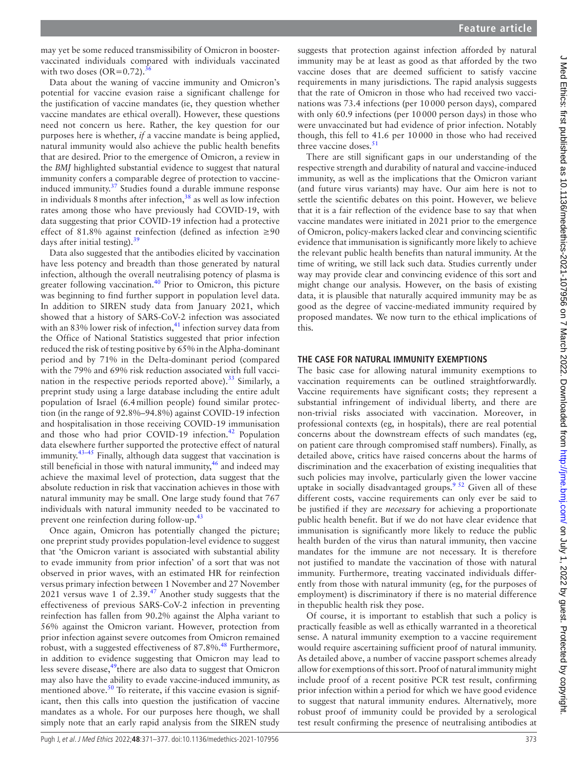may yet be some reduced transmissibility of Omicron in booster-vaccinated individuals compared with individuals vaccinated with two doses (OR=0.72).[36]

Data about the waning of vaccine immunity and Omicron's potential for vaccine evasion raise a significant challenge for the justification of vaccine mandates (ie, they question whether vaccine mandates are ethical overall). However, these questions need not concern us here. Rather, the key question for our purposes here is whether, *if* a vaccine mandate is being applied, natural immunity would also achieve the public health benefits that are desired. Prior to the emergence of Omicron, a review in the *BMJ* highlighted substantial evidence to suggest that natural immunity confers a comparable degree of protection to vaccine-induced immunity.[37] Studies found a durable immune response in individuals 8 months after infection,[38] as well as low infection rates among those who have previously had COVID-19, with data suggesting that prior COVID-19 infection had a protective effect of 81.8% against reinfection (defined as infection ≥90 days after initial testing).[39]

Data also suggested that the antibodies elicited by vaccination have less potency and breadth than those generated by natural infection, although the overall neutralising potency of plasma is greater following vaccination.[40] Prior to Omicron, this picture was beginning to find further support in population level data. In addition to SIREN study data from January 2021, which showed that a history of SARS-CoV-2 infection was associated with an 83% lower risk of infection,[41] infection survey data from the Office of National Statistics suggested that prior infection reduced the risk of testing positive by 65% in the Alpha-dominant period and by 71% in the Delta-dominant period (compared with the 79% and 69% risk reduction associated with full vaccination in the respective periods reported above).[33] Similarly, a preprint study using a large database including the entire adult population of Israel (6.4 million people) found similar protection (in the range of 92.8%–94.8%) against COVID-19 infection and hospitalisation in those receiving COVID-19 immunisation and those who had prior COVID-19 infection.[42] Population data elsewhere further supported the protective effect of natural immunity.[43–45] Finally, although data suggest that vaccination is still beneficial in those with natural immunity,[46] and indeed may achieve the maximal level of protection, data suggest that the absolute reduction in risk that vaccination achieves in those with natural immunity may be small. One large study found that 767 individuals with natural immunity needed to be vaccinated to prevent one reinfection during follow-up.[43]

Once again, Omicron has potentially changed the picture; one preprint study provides population-level evidence to suggest that 'the Omicron variant is associated with substantial ability to evade immunity from prior infection' of a sort that was not observed in prior waves, with an estimated HR for reinfection versus primary infection between 1 November and 27 November 2021 versus wave 1 of 2.39.[47] Another study suggests that the effectiveness of previous SARS-CoV-2 infection in preventing reinfection has fallen from 90.2% against the Alpha variant to 56% against the Omicron variant. However, protection from prior infection against severe outcomes from Omicron remained robust, with a suggested effectiveness of 87.8%.[48] Furthermore, in addition to evidence suggesting that Omicron may lead to less severe disease,[49] there are also data to suggest that Omicron may also have the ability to evade vaccine-induced immunity, as mentioned above.[50] To reiterate, if this vaccine evasion is significant, then this calls into question the justification of vaccine mandates as a whole. For our purposes here though, we shall simply note that an early rapid analysis from the SIREN study suggests that protection against infection afforded by natural immunity may be at least as good as that afforded by the two vaccine doses that are deemed sufficient to satisfy vaccine requirements in many jurisdictions. The rapid analysis suggests that the rate of Omicron in those who had received two vaccinations was 73.4 infections (per 10 000 person days), compared with only 60.9 infections (per 10 000 person days) in those who were unvaccinated but had evidence of prior infection. Notably though, this fell to 41.6 per 10 000 in those who had received three vaccine doses.[51]

There are still significant gaps in our understanding of the respective strength and durability of natural and vaccine-induced immunity, as well as the implications that the Omicron variant (and future virus variants) may have. Our aim here is not to settle the scientific debates on this point. However, we believe that it is a fair reflection of the evidence base to say that when vaccine mandates were initiated in 2021 prior to the emergence of Omicron, policy-makers lacked clear and convincing scientific evidence that immunisation is significantly more likely to achieve the relevant public health benefits than natural immunity. At the time of writing, we still lack such data. Studies currently under way may provide clear and convincing evidence of this sort and might change our analysis. However, on the basis of existing data, it is plausible that naturally acquired immunity may be as good as the degree of vaccine-mediated immunity required by proposed mandates. We now turn to the ethical implications of this.

## THE CASE FOR NATURAL IMMUNITY EXEMPTIONS

The basic case for allowing natural immunity exemptions to vaccination requirements can be outlined straightforwardly. Vaccine requirements have significant costs; they represent a substantial infringement of individual liberty, and there are non-trivial risks associated with vaccination. Moreover, in professional contexts (eg, in hospitals), there are real potential concerns about the downstream effects of such mandates (eg, on patient care through compromised staff numbers). Finally, as detailed above, critics have raised concerns about the harms of discrimination and the exacerbation of existing inequalities that such policies may involve, particularly given the lower vaccine uptake in socially disadvantaged groups.[9,52] Given all of these different costs, vaccine requirements can only ever be said to be justified if they are *necessary* for achieving a proportionate public health benefit. But if we do not have clear evidence that immunisation is significantly more likely to reduce the public health burden of the virus than natural immunity, then vaccine mandates for the immune are not necessary. It is therefore not justified to mandate the vaccination of those with natural immunity. Furthermore, treating vaccinated individuals differently from those with natural immunity (eg, for the purposes of employment) is discriminatory if there is no material difference in thepublic health risk they pose.

Of course, it is important to establish that such a policy is practically feasible as well as ethically warranted in a theoretical sense. A natural immunity exemption to a vaccine requirement would require ascertaining sufficient proof of natural immunity. As detailed above, a number of vaccine passport schemes already allow for exemptions of this sort. Proof of natural immunity might include proof of a recent positive PCR test result, confirming prior infection within a period for which we have good evidence to suggest that natural immunity endures. Alternatively, more robust proof of immunity could be provided by a serological test result confirming the presence of neutralising antibodies at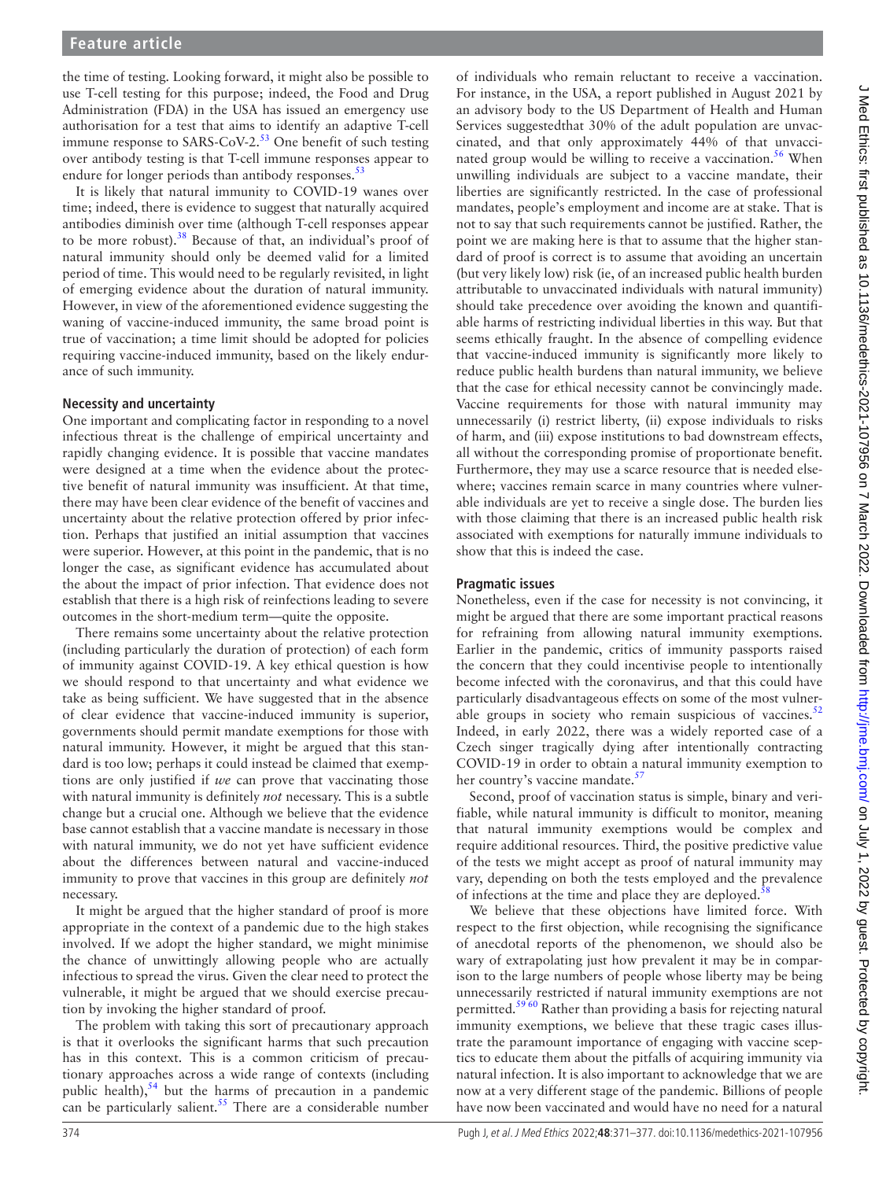the time of testing. Looking forward, it might also be possible to use T-cell testing for this purpose; indeed, the Food and Drug Administration (FDA) in the USA has issued an emergency use authorisation for a test that aims to identify an adaptive T-cell immune response to SARS-CoV-2.[53] One benefit of such testing over antibody testing is that T-cell immune responses appear to endure for longer periods than antibody responses.[53]

It is likely that natural immunity to COVID-19 wanes over time; indeed, there is evidence to suggest that naturally acquired antibodies diminish over time (although T-cell responses appear to be more robust).[38] Because of that, an individual's proof of natural immunity should only be deemed valid for a limited period of time. This would need to be regularly revisited, in light of emerging evidence about the duration of natural immunity. However, in view of the aforementioned evidence suggesting the waning of vaccine-induced immunity, the same broad point is true of vaccination; a time limit should be adopted for policies requiring vaccine-induced immunity, based on the likely endurance of such immunity.

### Necessity and uncertainty

One important and complicating factor in responding to a novel infectious threat is the challenge of empirical uncertainty and rapidly changing evidence. It is possible that vaccine mandates were designed at a time when the evidence about the protective benefit of natural immunity was insufficient. At that time, there may have been clear evidence of the benefit of vaccines and uncertainty about the relative protection offered by prior infection. Perhaps that justified an initial assumption that vaccines were superior. However, at this point in the pandemic, that is no longer the case, as significant evidence has accumulated about the about the impact of prior infection. That evidence does not establish that there is a high risk of reinfections leading to severe outcomes in the short-medium term—quite the opposite.

There remains some uncertainty about the relative protection (including particularly the duration of protection) of each form of immunity against COVID-19. A key ethical question is how we should respond to that uncertainty and what evidence we take as being sufficient. We have suggested that in the absence of clear evidence that vaccine-induced immunity is superior, governments should permit mandate exemptions for those with natural immunity. However, it might be argued that this standard is too low; perhaps it could instead be claimed that exemptions are only justified if *we* can prove that vaccinating those with natural immunity is definitely *not* necessary. This is a subtle change but a crucial one. Although we believe that the evidence base cannot establish that a vaccine mandate is necessary in those with natural immunity, we do not yet have sufficient evidence about the differences between natural and vaccine-induced immunity to prove that vaccines in this group are definitely *not* necessary.

It might be argued that the higher standard of proof is more appropriate in the context of a pandemic due to the high stakes involved. If we adopt the higher standard, we might minimise the chance of unwittingly allowing people who are actually infectious to spread the virus. Given the clear need to protect the vulnerable, it might be argued that we should exercise precaution by invoking the higher standard of proof.

The problem with taking this sort of precautionary approach is that it overlooks the significant harms that such precaution has in this context. This is a common criticism of precautionary approaches across a wide range of contexts (including public health),[54] but the harms of precaution in a pandemic can be particularly salient.[55] There are a considerable number of individuals who remain reluctant to receive a vaccination. For instance, in the USA, a report published in August 2021 by an advisory body to the US Department of Health and Human Services suggestedthat 30% of the adult population are unvaccinated, and that only approximately 44% of that unvaccinated group would be willing to receive a vaccination.[56] When unwilling individuals are subject to a vaccine mandate, their liberties are significantly restricted. In the case of professional mandates, people's employment and income are at stake. That is not to say that such requirements cannot be justified. Rather, the point we are making here is that to assume that the higher standard of proof is correct is to assume that avoiding an uncertain (but very likely low) risk (ie, of an increased public health burden attributable to unvaccinated individuals with natural immunity) should take precedence over avoiding the known and quantifiable harms of restricting individual liberties in this way. But that seems ethically fraught. In the absence of compelling evidence that vaccine-induced immunity is significantly more likely to reduce public health burdens than natural immunity, we believe that the case for ethical necessity cannot be convincingly made. Vaccine requirements for those with natural immunity may unnecessarily (i) restrict liberty, (ii) expose individuals to risks of harm, and (iii) expose institutions to bad downstream effects, all without the corresponding promise of proportionate benefit. Furthermore, they may use a scarce resource that is needed elsewhere; vaccines remain scarce in many countries where vulnerable individuals are yet to receive a single dose. The burden lies with those claiming that there is an increased public health risk associated with exemptions for naturally immune individuals to show that this is indeed the case.

### Pragmatic issues

Nonetheless, even if the case for necessity is not convincing, it might be argued that there are some important practical reasons for refraining from allowing natural immunity exemptions. Earlier in the pandemic, critics of immunity passports raised the concern that they could incentivise people to intentionally become infected with the coronavirus, and that this could have particularly disadvantageous effects on some of the most vulnerable groups in society who remain suspicious of vaccines.[52] Indeed, in early 2022, there was a widely reported case of a Czech singer tragically dying after intentionally contracting COVID-19 in order to obtain a natural immunity exemption to her country's vaccine mandate.[57]

Second, proof of vaccination status is simple, binary and verifiable, while natural immunity is difficult to monitor, meaning that natural immunity exemptions would be complex and require additional resources. Third, the positive predictive value of the tests we might accept as proof of natural immunity may vary, depending on both the tests employed and the prevalence of infections at the time and place they are deployed.[58]

We believe that these objections have limited force. With respect to the first objection, while recognising the significance of anecdotal reports of the phenomenon, we should also be wary of extrapolating just how prevalent it may be in comparison to the large numbers of people whose liberty may be being unnecessarily restricted if natural immunity exemptions are not permitted.[59,60] Rather than providing a basis for rejecting natural immunity exemptions, we believe that these tragic cases illustrate the paramount importance of engaging with vaccine sceptics to educate them about the pitfalls of acquiring immunity via natural infection. It is also important to acknowledge that we are now at a very different stage of the pandemic. Billions of people have now been vaccinated and would have no need for a natural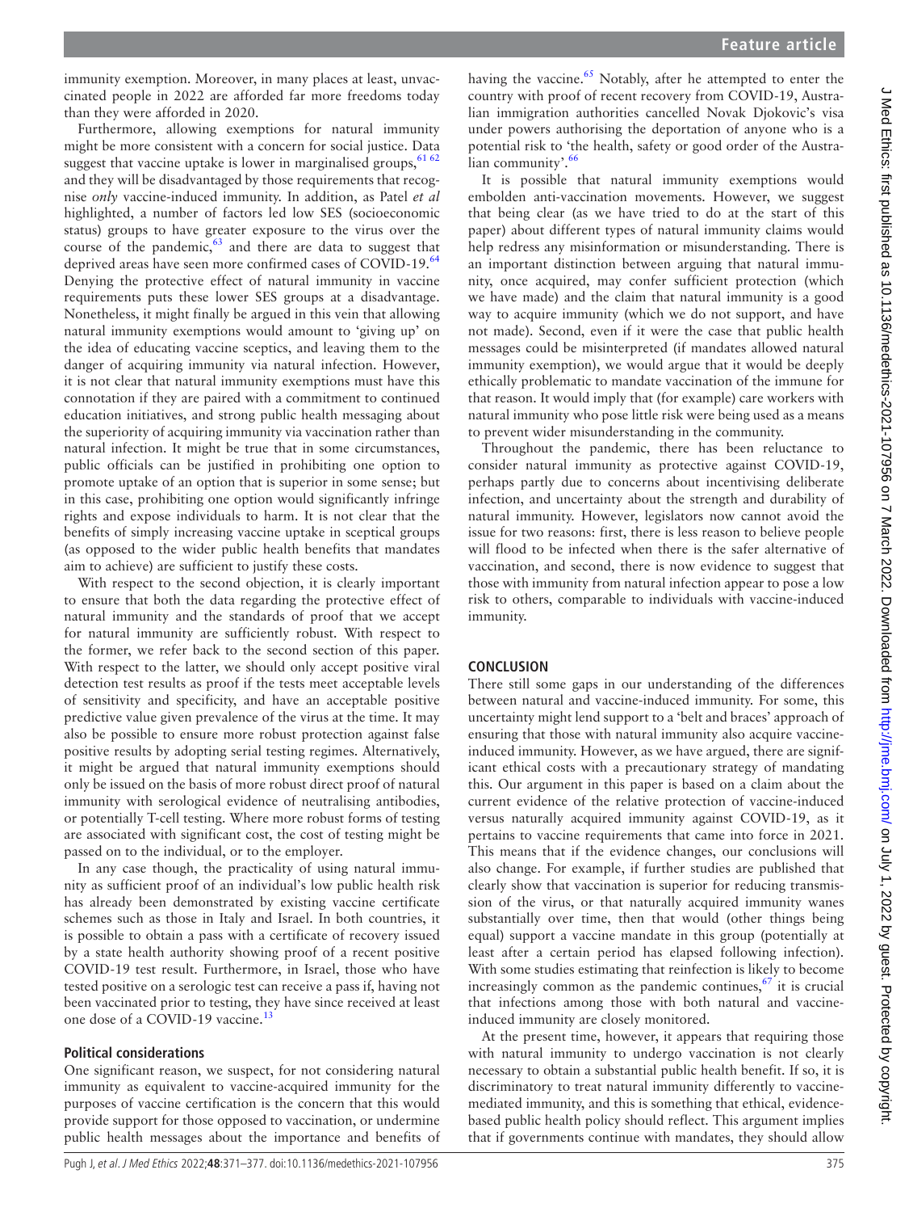immunity exemption. Moreover, in many places at least, unvaccinated people in 2022 are afforded far more freedoms today than they were afforded in 2020.

Furthermore, allowing exemptions for natural immunity might be more consistent with a concern for social justice. Data suggest that vaccine uptake is lower in marginalised groups,[61 62] and they will be disadvantaged by those requirements that recognise *only* vaccine-induced immunity. In addition, as Patel *et al* highlighted, a number of factors led low SES (socioeconomic status) groups to have greater exposure to the virus over the course of the pandemic,[63] and there are data to suggest that deprived areas have seen more confirmed cases of COVID-19.[64] Denying the protective effect of natural immunity in vaccine requirements puts these lower SES groups at a disadvantage. Nonetheless, it might finally be argued in this vein that allowing natural immunity exemptions would amount to 'giving up' on the idea of educating vaccine sceptics, and leaving them to the danger of acquiring immunity via natural infection. However, it is not clear that natural immunity exemptions must have this connotation if they are paired with a commitment to continued education initiatives, and strong public health messaging about the superiority of acquiring immunity via vaccination rather than natural infection. It might be true that in some circumstances, public officials can be justified in prohibiting one option to promote uptake of an option that is superior in some sense; but in this case, prohibiting one option would significantly infringe rights and expose individuals to harm. It is not clear that the benefits of simply increasing vaccine uptake in sceptical groups (as opposed to the wider public health benefits that mandates aim to achieve) are sufficient to justify these costs.

With respect to the second objection, it is clearly important to ensure that both the data regarding the protective effect of natural immunity and the standards of proof that we accept for natural immunity are sufficiently robust. With respect to the former, we refer back to the second section of this paper. With respect to the latter, we should only accept positive viral detection test results as proof if the tests meet acceptable levels of sensitivity and specificity, and have an acceptable positive predictive value given prevalence of the virus at the time. It may also be possible to ensure more robust protection against false positive results by adopting serial testing regimes. Alternatively, it might be argued that natural immunity exemptions should only be issued on the basis of more robust direct proof of natural immunity with serological evidence of neutralising antibodies, or potentially T-cell testing. Where more robust forms of testing are associated with significant cost, the cost of testing might be passed on to the individual, or to the employer.

In any case though, the practicality of using natural immunity as sufficient proof of an individual's low public health risk has already been demonstrated by existing vaccine certificate schemes such as those in Italy and Israel. In both countries, it is possible to obtain a pass with a certificate of recovery issued by a state health authority showing proof of a recent positive COVID-19 test result. Furthermore, in Israel, those who have tested positive on a serologic test can receive a pass if, having not been vaccinated prior to testing, they have since received at least one dose of a COVID-19 vaccine.[13]

### Political considerations

One significant reason, we suspect, for not considering natural immunity as equivalent to vaccine-acquired immunity for the purposes of vaccine certification is the concern that this would provide support for those opposed to vaccination, or undermine public health messages about the importance and benefits of having the vaccine.[65] Notably, after he attempted to enter the country with proof of recent recovery from COVID-19, Australian immigration authorities cancelled Novak Djokovic's visa under powers authorising the deportation of anyone who is a potential risk to 'the health, safety or good order of the Australian community'.[66]

It is possible that natural immunity exemptions would embolden anti-vaccination movements. However, we suggest that being clear (as we have tried to do at the start of this paper) about different types of natural immunity claims would help redress any misinformation or misunderstanding. There is an important distinction between arguing that natural immunity, once acquired, may confer sufficient protection (which we have made) and the claim that natural immunity is a good way to acquire immunity (which we do not support, and have not made). Second, even if it were the case that public health messages could be misinterpreted (if mandates allowed natural immunity exemption), we would argue that it would be deeply ethically problematic to mandate vaccination of the immune for that reason. It would imply that (for example) care workers with natural immunity who pose little risk were being used as a means to prevent wider misunderstanding in the community.

Throughout the pandemic, there has been reluctance to consider natural immunity as protective against COVID-19, perhaps partly due to concerns about incentivising deliberate infection, and uncertainty about the strength and durability of natural immunity. However, legislators now cannot avoid the issue for two reasons: first, there is less reason to believe people will flood to be infected when there is the safer alternative of vaccination, and second, there is now evidence to suggest that those with immunity from natural infection appear to pose a low risk to others, comparable to individuals with vaccine-induced immunity.

## CONCLUSION

There still some gaps in our understanding of the differences between natural and vaccine-induced immunity. For some, this uncertainty might lend support to a 'belt and braces' approach of ensuring that those with natural immunity also acquire vaccine-induced immunity. However, as we have argued, there are significant ethical costs with a precautionary strategy of mandating this. Our argument in this paper is based on a claim about the current evidence of the relative protection of vaccine-induced versus naturally acquired immunity against COVID-19, as it pertains to vaccine requirements that came into force in 2021. This means that if the evidence changes, our conclusions will also change. For example, if further studies are published that clearly show that vaccination is superior for reducing transmission of the virus, or that naturally acquired immunity wanes substantially over time, then that would (other things being equal) support a vaccine mandate in this group (potentially at least after a certain period has elapsed following infection). With some studies estimating that reinfection is likely to become increasingly common as the pandemic continues,[67] it is crucial that infections among those with both natural and vaccine-induced immunity are closely monitored.

At the present time, however, it appears that requiring those with natural immunity to undergo vaccination is not clearly necessary to obtain a substantial public health benefit. If so, it is discriminatory to treat natural immunity differently to vaccine-mediated immunity, and this is something that ethical, evidence-based public health policy should reflect. This argument implies that if governments continue with mandates, they should allow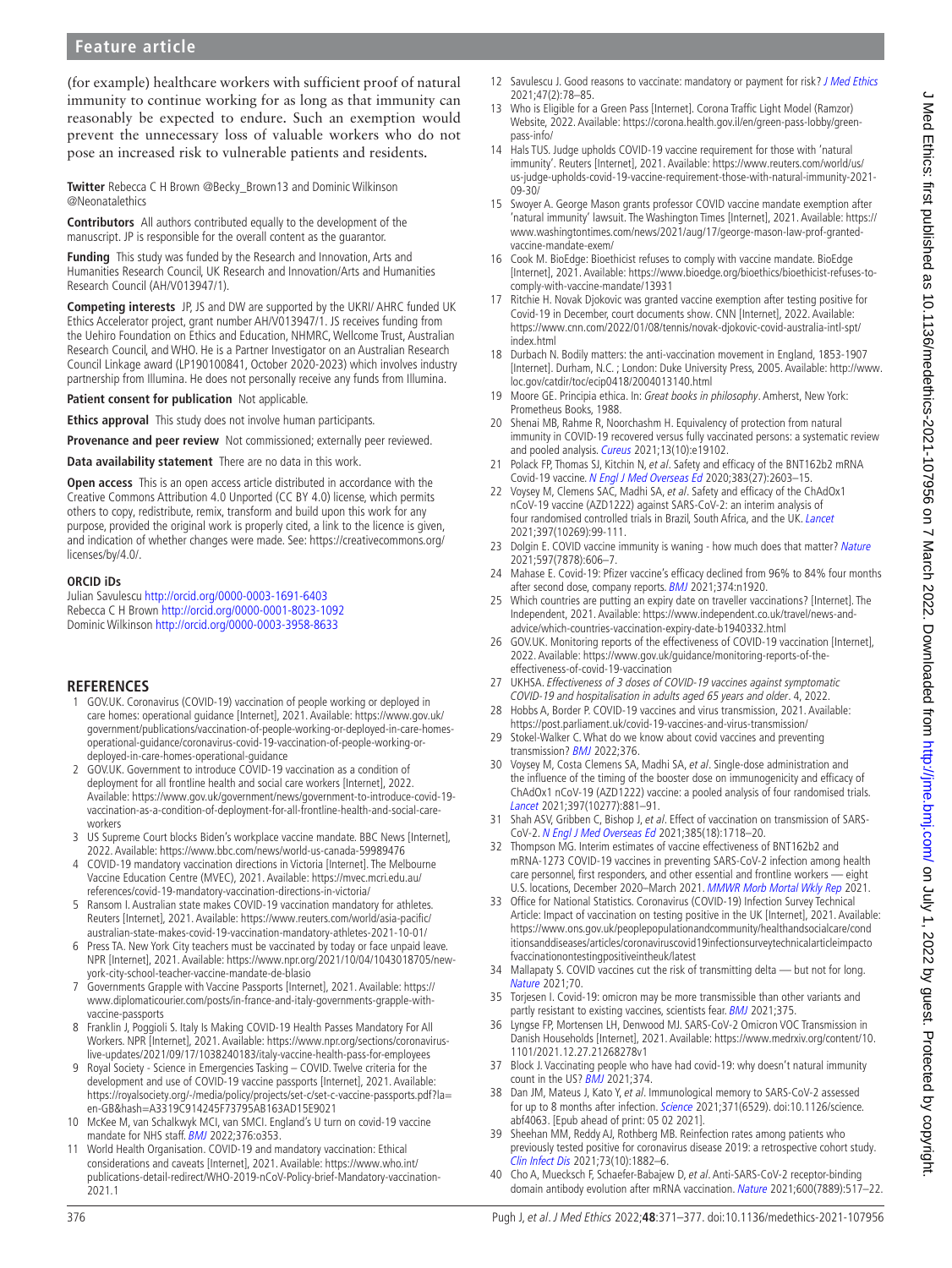(for example) healthcare workers with sufficient proof of natural immunity to continue working for as long as that immunity can reasonably be expected to endure. Such an exemption would prevent the unnecessary loss of valuable workers who do not pose an increased risk to vulnerable patients and residents.

**Twitter** Rebecca C H Brown @Becky_Brown13 and Dominic Wilkinson @Neonatalethics

**Contributors** All authors contributed equally to the development of the manuscript. JP is responsible for the overall content as the guarantor.

**Funding** This study was funded by the Research and Innovation, Arts and Humanities Research Council, UK Research and Innovation/Arts and Humanities Research Council (AH/V013947/1).

**Competing interests** JP, JS and DW are supported by the UKRI/ AHRC funded UK Ethics Accelerator project, grant number AH/V013947/1. JS receives funding from the Uehiro Foundation on Ethics and Education, NHMRC, Wellcome Trust, Australian Research Council, and WHO. He is a Partner Investigator on an Australian Research Council Linkage award (LP190100841, October 2020-2023) which involves industry partnership from Illumina. He does not personally receive any funds from Illumina.

**Patient consent for publication** Not applicable.

**Ethics approval** This study does not involve human participants.

**Provenance and peer review** Not commissioned; externally peer reviewed.

**Data availability statement** There are no data in this work.

**Open access** This is an open access article distributed in accordance with the Creative Commons Attribution 4.0 Unported (CC BY 4.0) license, which permits others to copy, redistribute, remix, transform and build upon this work for any purpose, provided the original work is properly cited, a link to the licence is given, and indication of whether changes were made. See: https://creativecommons.org/licenses/by/4.0/.

**ORCID iDs**

Julian Savulescu http://orcid.org/0000-0003-1691-6403
Rebecca C H Brown http://orcid.org/0000-0001-8023-1092
Dominic Wilkinson http://orcid.org/0000-0003-3958-8633

## REFERENCES

1. GOV.UK. Coronavirus (COVID-19) vaccination of people working or deployed in care homes: operational guidance [Internet], 2021. Available: https://www.gov.uk/government/publications/vaccination-of-people-working-or-deployed-in-care-homes-operational-guidance/coronavirus-covid-19-vaccination-of-people-working-or-deployed-in-care-homes-operational-guidance
2. GOV.UK. Government to introduce COVID-19 vaccination as a condition of deployment for all frontline health and social care workers [Internet], 2022. Available: https://www.gov.uk/government/news/government-to-introduce-covid-19-vaccination-as-a-condition-of-deployment-for-all-frontline-health-and-social-care-workers
3. US Supreme Court blocks Biden's workplace vaccine mandate. BBC News [Internet], 2022. Available: https://www.bbc.com/news/world-us-canada-59989476
4. COVID-19 mandatory vaccination directions in Victoria [Internet]. The Melbourne Vaccine Education Centre (MVEC), 2021. Available: https://mvec.mcri.edu.au/references/covid-19-mandatory-vaccination-directions-in-victoria/
5. Ransom I. Australian state makes COVID-19 vaccination mandatory for athletes. Reuters [Internet], 2021. Available: https://www.reuters.com/world/asia-pacific/australian-state-makes-covid-19-vaccination-mandatory-athletes-2021-10-01/
6. Press TA. New York City teachers must be vaccinated by today or face unpaid leave. NPR [Internet], 2021. Available: https://www.npr.org/2021/10/04/1043018705/new-york-city-school-teacher-vaccine-mandate-de-blasio
7. Governments Grapple with Vaccine Passports [Internet], 2021. Available: https://www.diplomaticourier.com/posts/in-france-and-italy-governments-grapple-with-vaccine-passports
8. Franklin J, Poggioli S. Italy Is Making COVID-19 Health Passes Mandatory For All Workers. NPR [Internet], 2021. Available: https://www.npr.org/sections/coronavirus-live-updates/2021/09/17/1038240183/italy-vaccine-health-pass-for-employees
9. Royal Society - Science in Emergencies Tasking – COVID. Twelve criteria for the development and use of COVID-19 vaccine passports [Internet], 2021. Available: https://royalsociety.org/-/media/policy/projects/set-c/set-c-vaccine-passports.pdf?la=en-GB&hash=A3319C914245F73795AB163AD15E9021
10. McKee M, van Schalkwyk MCI, van SMCI. England's U turn on covid-19 vaccine mandate for NHS staff. *BMJ* 2022;376:o353.
11. World Health Organisation. COVID-19 and mandatory vaccination: Ethical considerations and caveats [Internet], 2021. Available: https://www.who.int/publications-detail-redirect/WHO-2019-nCoV-Policy-brief-Mandatory-vaccination-2021.1
12. Savulescu J. Good reasons to vaccinate: mandatory or payment for risk? *J Med Ethics* 2021;47(2):78–85.
13. Who is Eligible for a Green Pass [Internet]. Corona Traffic Light Model (Ramzor) Website, 2022. Available: https://corona.health.gov.il/en/green-pass-lobby/green-pass-info/
14. Hals TUS. Judge upholds COVID-19 vaccine requirement for those with 'natural immunity'. Reuters [Internet], 2021. Available: https://www.reuters.com/world/us/us-judge-upholds-covid-19-vaccine-requirement-those-with-natural-immunity-2021-09-30/
15. Swoyer A. George Mason grants professor COVID vaccine mandate exemption after 'natural immunity' lawsuit. The Washington Times [Internet], 2021. Available: https://www.washingtontimes.com/news/2021/aug/17/george-mason-law-prof-granted-vaccine-mandate-exem/
16. Cook M. BioEdge: Bioethicist refuses to comply with vaccine mandate. BioEdge [Internet], 2021. Available: https://www.bioedge.org/bioethics/bioethicist-refuses-to-comply-with-vaccine-mandate/13931
17. Ritchie H. Novak Djokovic was granted vaccine exemption after testing positive for Covid-19 in December, court documents show. CNN [Internet], 2022. Available: https://www.cnn.com/2022/01/08/tennis/novak-djokovic-covid-australia-intl-spt/index.html
18. Durbach N. Bodily matters: the anti-vaccination movement in England, 1853-1907 [Internet]. Durham, N.C. ; London: Duke University Press, 2005. Available: http://www.loc.gov/catdir/toc/ecip0418/2004013140.html
19. Moore GE. Principia ethica. In: *Great books in philosophy*. Amherst, New York: Prometheus Books, 1988.
20. Shenai MB, Rahme R, Noorchashm H. Equivalency of protection from natural immunity in COVID-19 recovered versus fully vaccinated persons: a systematic review and pooled analysis. *Cureus* 2021;13(10):e19102.
21. Polack FP, Thomas SJ, Kitchin N, *et al*. Safety and efficacy of the BNT162b2 mRNA Covid-19 vaccine. *N Engl J Med Overseas Ed* 2020;383(27):2603–15.
22. Voysey M, Clemens SAC, Madhi SA, *et al*. Safety and efficacy of the ChAdOx1 nCoV-19 vaccine (AZD1222) against SARS-CoV-2: an interim analysis of four randomised controlled trials in Brazil, South Africa, and the UK. *Lancet* 2021;397(10269):99-111.
23. Dolgin E. COVID vaccine immunity is waning - how much does that matter? *Nature* 2021;597(7878):606–7.
24. Mahase E. Covid-19: Pfizer vaccine's efficacy declined from 96% to 84% four months after second dose, company reports. *BMJ* 2021;374:n1920.
25. Which countries are putting an expiry date on traveller vaccinations? [Internet]. The Independent, 2021. Available: https://www.independent.co.uk/travel/news-and-advice/which-countries-vaccination-expiry-date-b1940332.html
26. GOV.UK. Monitoring reports of the effectiveness of COVID-19 vaccination [Internet], 2022. Available: https://www.gov.uk/guidance/monitoring-reports-of-the-effectiveness-of-covid-19-vaccination
27. UKHSA. *Effectiveness of 3 doses of COVID-19 vaccines against symptomatic COVID-19 and hospitalisation in adults aged 65 years and older*. 4, 2022.
28. Hobbs A, Border P. COVID-19 vaccines and virus transmission, 2021. Available: https://post.parliament.uk/covid-19-vaccines-and-virus-transmission/
29. Stokel-Walker C. What do we know about covid vaccines and preventing transmission? *BMJ* 2022;376.
30. Voysey M, Costa Clemens SA, Madhi SA, *et al*. Single-dose administration and the influence of the timing of the booster dose on immunogenicity and efficacy of ChAdOx1 nCoV-19 (AZD1222) vaccine: a pooled analysis of four randomised trials. *Lancet* 2021;397(10277):881–91.
31. Shah ASV, Gribben C, Bishop J, *et al*. Effect of vaccination on transmission of SARS-CoV-2. *N Engl J Med Overseas Ed* 2021;385(18):1718–20.
32. Thompson MG. Interim estimates of vaccine effectiveness of BNT162b2 and mRNA-1273 COVID-19 vaccines in preventing SARS-CoV-2 infection among health care personnel, first responders, and other essential and frontline workers — eight U.S. locations, December 2020–March 2021. *MMWR Morb Mortal Wkly Rep* 2021.
33. Office for National Statistics. Coronavirus (COVID-19) Infection Survey Technical Article: Impact of vaccination on testing positive in the UK [Internet], 2021. Available: https://www.ons.gov.uk/peoplepopulationandcommunity/healthandsocialcare/conditionsanddiseases/articles/coronaviruscovid19infectionsurveytechnicalarticleimpactofvaccinationontestingpositiveintheuk/latest
34. Mallapaty S. COVID vaccines cut the risk of transmitting delta — but not for long. *Nature* 2021;70.
35. Torjesen I. Covid-19: omicron may be more transmissible than other variants and partly resistant to existing vaccines, scientists fear. *BMJ* 2021;375.
36. Lyngse FP, Mortensen LH, Denwood MJ. SARS-CoV-2 Omicron VOC Transmission in Danish Households [Internet], 2021. Available: https://www.medrxiv.org/content/10.1101/2021.12.27.21268278v1
37. Block J. Vaccinating people who have had covid-19: why doesn't natural immunity count in the US? *BMJ* 2021;374.
38. Dan JM, Mateus J, Kato Y, *et al*. Immunological memory to SARS-CoV-2 assessed for up to 8 months after infection. *Science* 2021;371(6529). doi:10.1126/science.abf4063. [Epub ahead of print: 05 02 2021].
39. Sheehan MM, Reddy AJ, Rothberg MB. Reinfection rates among patients who previously tested positive for coronavirus disease 2019: a retrospective cohort study. *Clin Infect Dis* 2021;73(10):1882–6.
40. Cho A, Muecksch F, Schaefer-Babajew D, *et al*. Anti-SARS-CoV-2 receptor-binding domain antibody evolution after mRNA vaccination. *Nature* 2021;600(7889):517–22.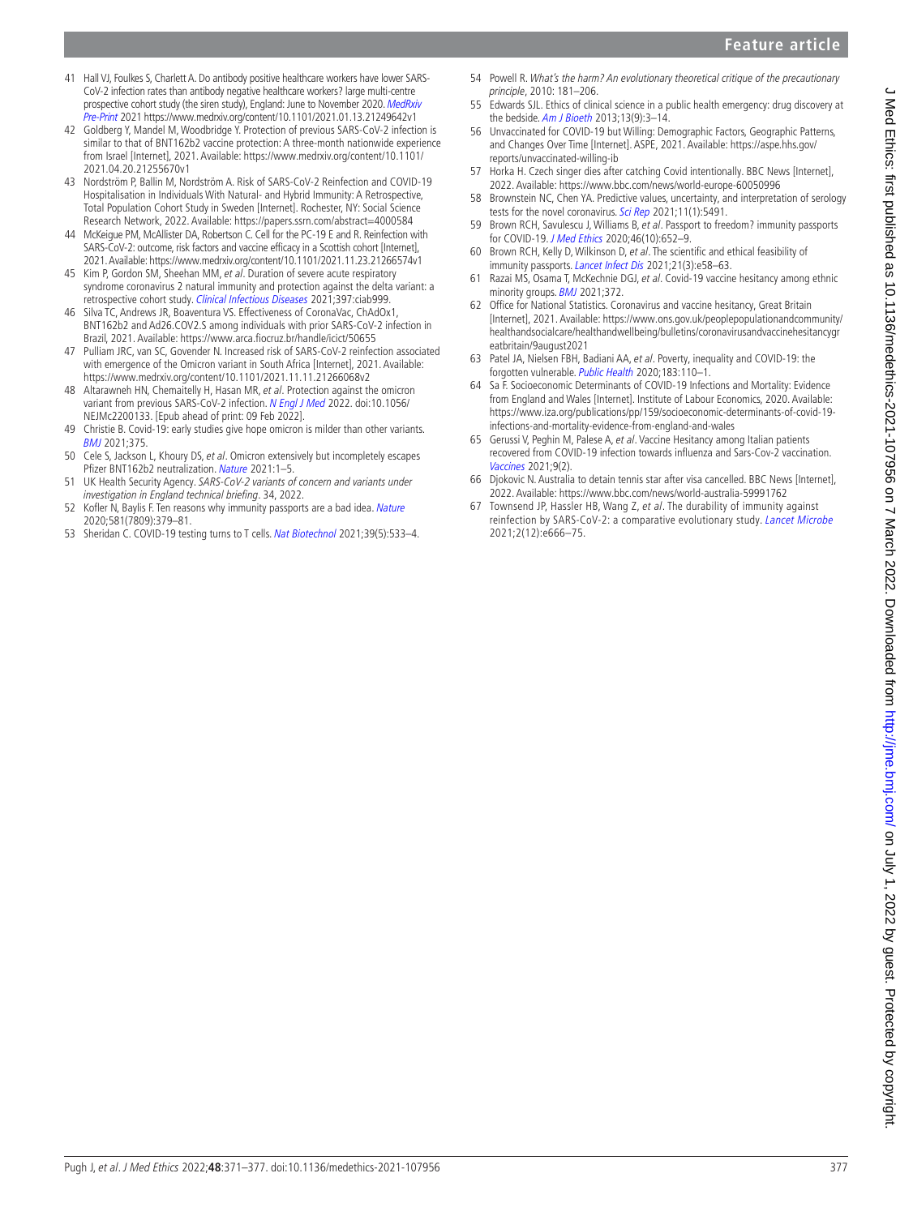41 Hall VJ, Foulkes S, Charlett A. Do antibody positive healthcare workers have lower SARS-CoV-2 infection rates than antibody negative healthcare workers? large multi-centre prospective cohort study (the siren study), England: June to November 2020. *MedRxiv Pre-Print* 2021 https://www.medrxiv.org/content/10.1101/2021.01.13.21249642v1

42 Goldberg Y, Mandel M, Woodbridge Y. Protection of previous SARS-CoV-2 infection is similar to that of BNT162b2 vaccine protection: A three-month nationwide experience from Israel [Internet], 2021. Available: https://www.medrxiv.org/content/10.1101/2021.04.20.21255670v1

43 Nordström P, Ballin M, Nordström A. Risk of SARS-CoV-2 Reinfection and COVID-19 Hospitalisation in Individuals With Natural- and Hybrid Immunity: A Retrospective, Total Population Cohort Study in Sweden [Internet]. Rochester, NY: Social Science Research Network, 2022. Available: https://papers.ssrn.com/abstract=4000584

44 McKeigue PM, McAllister DA, Robertson C. Cell for the PC-19 E and R. Reinfection with SARS-CoV-2: outcome, risk factors and vaccine efficacy in a Scottish cohort [Internet], 2021. Available: https://www.medrxiv.org/content/10.1101/2021.11.23.21266574v1

45 Kim P, Gordon SM, Sheehan MM, *et al*. Duration of severe acute respiratory syndrome coronavirus 2 natural immunity and protection against the delta variant: a retrospective cohort study. *Clinical Infectious Diseases* 2021;397:ciab999.

46 Silva TC, Andrews JR, Boaventura VS. Effectiveness of CoronaVac, ChAdOx1, BNT162b2 and Ad26.COV2.S among individuals with prior SARS-CoV-2 infection in Brazil, 2021. Available: https://www.arca.fiocruz.br/handle/icict/50655

47 Pulliam JRC, van SC, Govender N. Increased risk of SARS-CoV-2 reinfection associated with emergence of the Omicron variant in South Africa [Internet], 2021. Available: https://www.medrxiv.org/content/10.1101/2021.11.11.21266068v2

48 Altarawneh HN, Chemaitelly H, Hasan MR, *et al*. Protection against the omicron variant from previous SARS-CoV-2 infection. *N Engl J Med* 2022. doi:10.1056/NEJMc2200133. [Epub ahead of print: 09 Feb 2022].

49 Christie B. Covid-19: early studies give hope omicron is milder than other variants. *BMJ* 2021;375.

50 Cele S, Jackson L, Khoury DS, *et al*. Omicron extensively but incompletely escapes Pfizer BNT162b2 neutralization. *Nature* 2021:1–5.

51 UK Health Security Agency. *SARS-CoV-2 variants of concern and variants under investigation in England technical briefing*. 34, 2022.

52 Kofler N, Baylis F. Ten reasons why immunity passports are a bad idea. *Nature* 2020;581(7809):379–81.

53 Sheridan C. COVID-19 testing turns to T cells. *Nat Biotechnol* 2021;39(5):533–4.

54 Powell R. *What's the harm? An evolutionary theoretical critique of the precautionary principle*, 2010: 181–206.

55 Edwards SJL. Ethics of clinical science in a public health emergency: drug discovery at the bedside. *Am J Bioeth* 2013;13(9):3–14.

56 Unvaccinated for COVID-19 but Willing: Demographic Factors, Geographic Patterns, and Changes Over Time [Internet]. ASPE, 2021. Available: https://aspe.hhs.gov/reports/unvaccinated-willing-ib

57 Horka H. Czech singer dies after catching Covid intentionally. BBC News [Internet], 2022. Available: https://www.bbc.com/news/world-europe-60050996

58 Brownstein NC, Chen YA. Predictive values, uncertainty, and interpretation of serology tests for the novel coronavirus. *Sci Rep* 2021;11(1):5491.

59 Brown RCH, Savulescu J, Williams B, *et al*. Passport to freedom? immunity passports for COVID-19. *J Med Ethics* 2020;46(10):652–9.

60 Brown RCH, Kelly D, Wilkinson D, *et al*. The scientific and ethical feasibility of immunity passports. *Lancet Infect Dis* 2021;21(3):e58–63.

61 Razai MS, Osama T, McKechnie DGJ, *et al*. Covid-19 vaccine hesitancy among ethnic minority groups. *BMJ* 2021;372.

62 Office for National Statistics. Coronavirus and vaccine hesitancy, Great Britain [Internet], 2021. Available: https://www.ons.gov.uk/peoplepopulationandcommunity/healthandsocialcare/healthandwellbeing/bulletins/coronavirusandvaccinehesitancygreatbritain/9august2021

63 Patel JA, Nielsen FBH, Badiani AA, *et al*. Poverty, inequality and COVID-19: the forgotten vulnerable. *Public Health* 2020;183:110–1.

64 Sa F. Socioeconomic Determinants of COVID-19 Infections and Mortality: Evidence from England and Wales [Internet]. Institute of Labour Economics, 2020. Available: https://www.iza.org/publications/pp/159/socioeconomic-determinants-of-covid-19-infections-and-mortality-evidence-from-england-and-wales

65 Gerussi V, Peghin M, Palese A, *et al*. Vaccine Hesitancy among Italian patients recovered from COVID-19 infection towards influenza and Sars-Cov-2 vaccination. *Vaccines* 2021;9(2).

66 Djokovic N. Australia to detain tennis star after visa cancelled. BBC News [Internet], 2022. Available: https://www.bbc.com/news/world-australia-59991762

67 Townsend JP, Hassler HB, Wang Z, *et al*. The durability of immunity against reinfection by SARS-CoV-2: a comparative evolutionary study. *Lancet Microbe* 2021;2(12):e666–75.